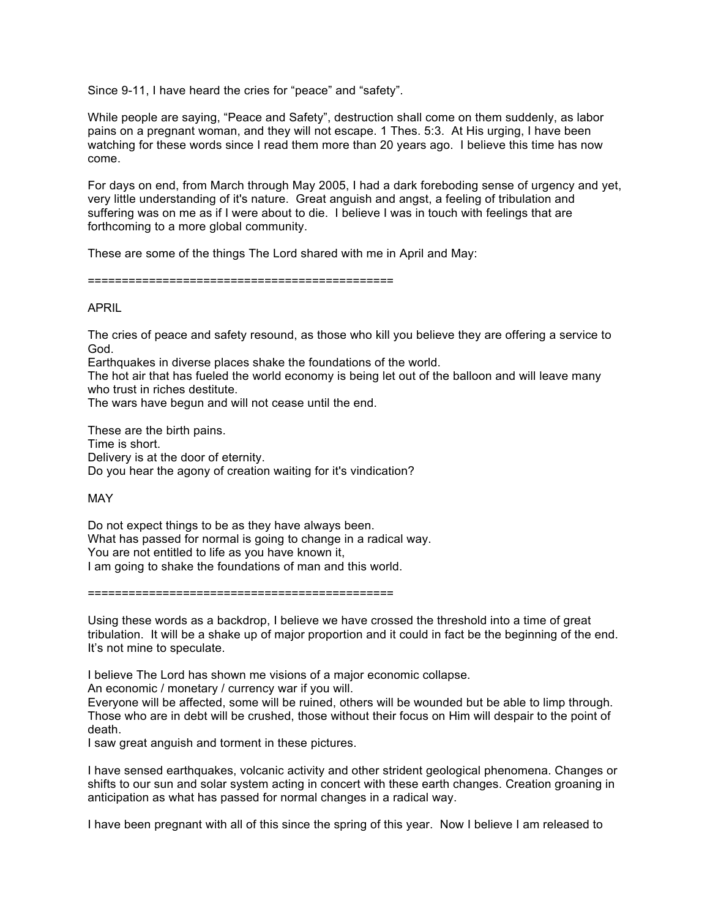Since 9-11, I have heard the cries for “peace” and “safety”.

While people are saying, “Peace and Safety”, destruction shall come on them suddenly, as labor pains on a pregnant woman, and they will not escape. 1 Thes. 5:3. At His urging, I have been watching for these words since I read them more than 20 years ago. I believe this time has now come.

For days on end, from March through May 2005, I had a dark foreboding sense of urgency and yet, very little understanding of it's nature. Great anguish and angst, a feeling of tribulation and suffering was on me as if I were about to die. I believe I was in touch with feelings that are forthcoming to a more global community.

These are some of the things The Lord shared with me in April and May:

==============================================

APRIL

The cries of peace and safety resound, as those who kill you believe they are offering a service to God.  
Earthquakes in diverse places shake the foundations of the world.  
The hot air that has fueled the world economy is being let out of the balloon and will leave many who trust in riches destitute.  
The wars have begun and will not cease until the end.

These are the birth pains.  
Time is short.  
Delivery is at the door of eternity.  
Do you hear the agony of creation waiting for it's vindication?

MAY

Do not expect things to be as they have always been.  
What has passed for normal is going to change in a radical way.  
You are not entitled to life as you have known it,  
I am going to shake the foundations of man and this world.

==============================================

Using these words as a backdrop, I believe we have crossed the threshold into a time of great tribulation. It will be a shake up of major proportion and it could in fact be the beginning of the end. It’s not mine to speculate.

I believe The Lord has shown me visions of a major economic collapse.  
An economic / monetary / currency war if you will.  
Everyone will be affected, some will be ruined, others will be wounded but be able to limp through. Those who are in debt will be crushed, those without their focus on Him will despair to the point of death.  
I saw great anguish and torment in these pictures.

I have sensed earthquakes, volcanic activity and other strident geological phenomena. Changes or shifts to our sun and solar system acting in concert with these earth changes. Creation groaning in anticipation as what has passed for normal changes in a radical way.

I have been pregnant with all of this since the spring of this year. Now I believe I am released to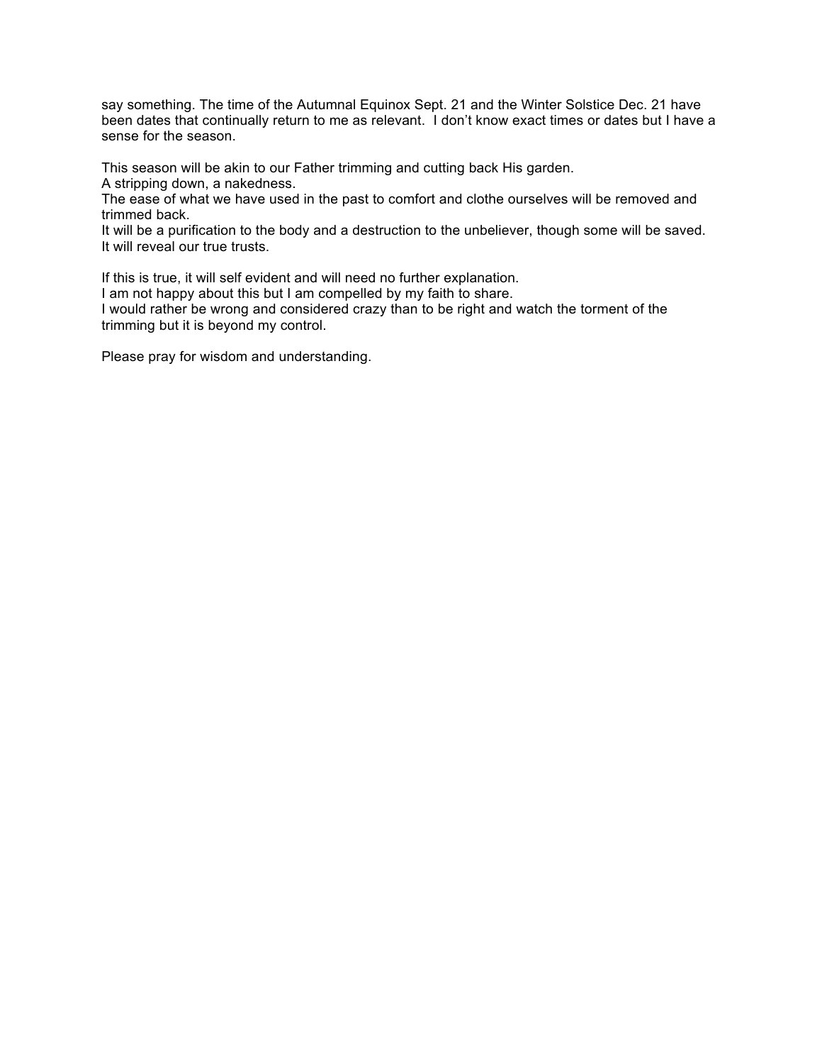say something. The time of the Autumnal Equinox Sept. 21 and the Winter Solstice Dec. 21 have been dates that continually return to me as relevant. I don't know exact times or dates but I have a sense for the season.

This season will be akin to our Father trimming and cutting back His garden.
A stripping down, a nakedness.
The ease of what we have used in the past to comfort and clothe ourselves will be removed and trimmed back.
It will be a purification to the body and a destruction to the unbeliever, though some will be saved.
It will reveal our true trusts.

If this is true, it will self evident and will need no further explanation.
I am not happy about this but I am compelled by my faith to share.
I would rather be wrong and considered crazy than to be right and watch the torment of the trimming but it is beyond my control.

Please pray for wisdom and understanding.